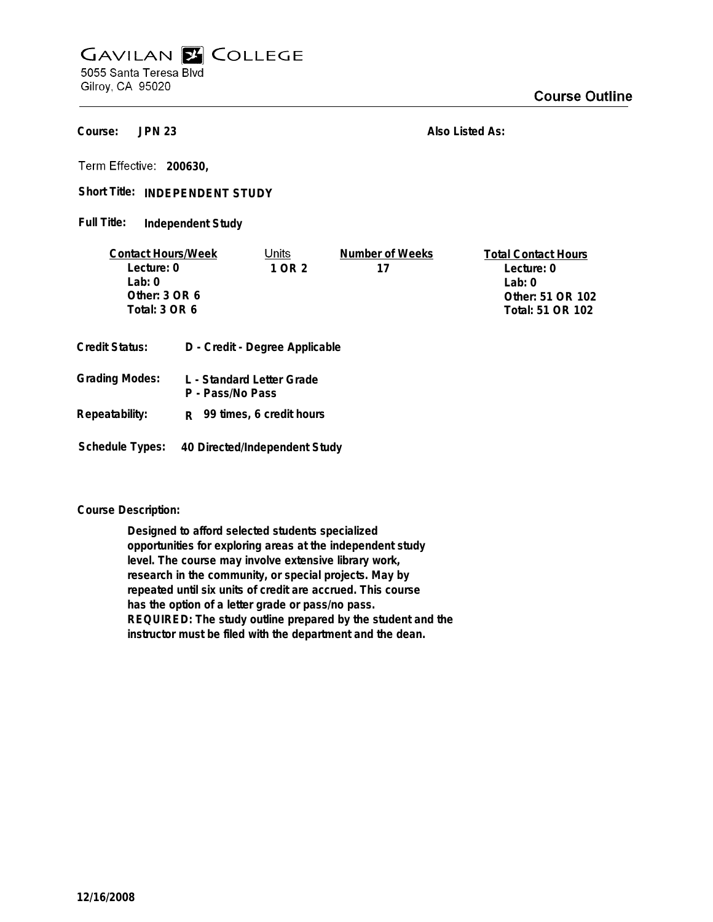GAVILAN COLLEGE
5055 Santa Teresa Blvd
Gilroy, CA 95020

## Course Outline

**Course:** JPN 23

**Also Listed As:**

**Term Effective:** 200630,

**Short Title:** INDEPENDENT STUDY

**Full Title:** Independent Study

| Contact Hours/Week | Units | Number of Weeks | Total Contact Hours |
|---|---|---|---|
| Lecture: 0 | 1 OR 2 | 17 | Lecture: 0 |
| Lab: 0 | | | Lab: 0 |
| Other: 3 OR 6 | | | Other: 51 OR 102 |
| Total: 3 OR 6 | | | Total: 51 OR 102 |

**Credit Status:** D - Credit - Degree Applicable

**Grading Modes:** L - Standard Letter Grade
P - Pass/No Pass

**Repeatability:** R 99 times, 6 credit hours

**Schedule Types:** 40 Directed/Independent Study

**Course Description:**

Designed to afford selected students specialized opportunities for exploring areas at the independent study level. The course may involve extensive library work, research in the community, or special projects. May by repeated until six units of credit are accrued. This course has the option of a letter grade or pass/no pass. REQUIRED: The study outline prepared by the student and the instructor must be filed with the department and the dean.

12/16/2008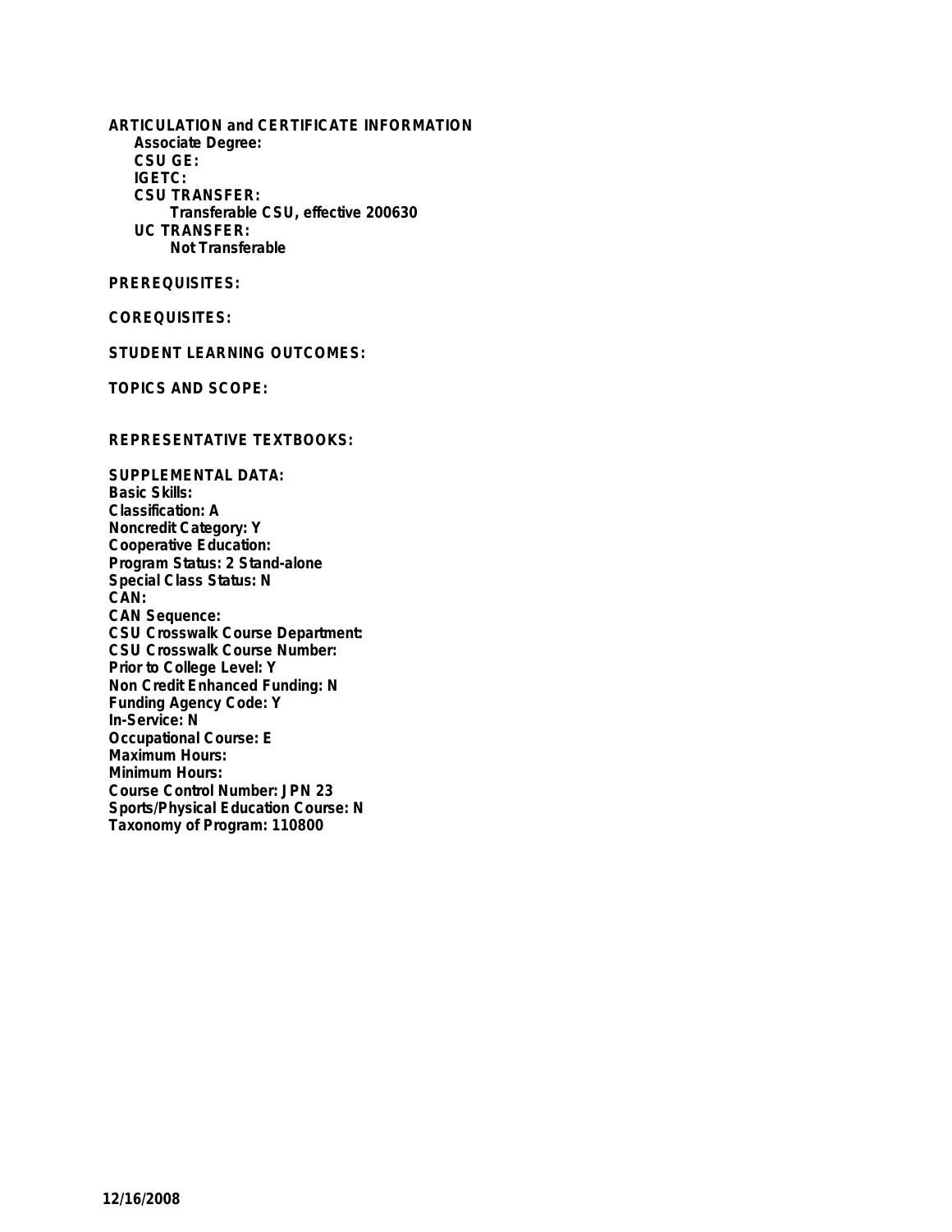**ARTICULATION and CERTIFICATE INFORMATION**

**Associate Degree:**

**CSU GE:**

**IGETC:**

**CSU TRANSFER:**

**Transferable CSU, effective 200630**

**UC TRANSFER:**

**Not Transferable**

**PREREQUISITES:**

**COREQUISITES:**

**STUDENT LEARNING OUTCOMES:**

**TOPICS AND SCOPE:**

**REPRESENTATIVE TEXTBOOKS:**

**SUPPLEMENTAL DATA:**
**Basic Skills:**
**Classification: A**
**Noncredit Category: Y**
**Cooperative Education:**
**Program Status: 2 Stand-alone**
**Special Class Status: N**
**CAN:**
**CAN Sequence:**
**CSU Crosswalk Course Department:**
**CSU Crosswalk Course Number:**
**Prior to College Level: Y**
**Non Credit Enhanced Funding: N**
**Funding Agency Code: Y**
**In-Service: N**
**Occupational Course: E**
**Maximum Hours:**
**Minimum Hours:**
**Course Control Number: JPN 23**
**Sports/Physical Education Course: N**
**Taxonomy of Program: 110800**

**12/16/2008**